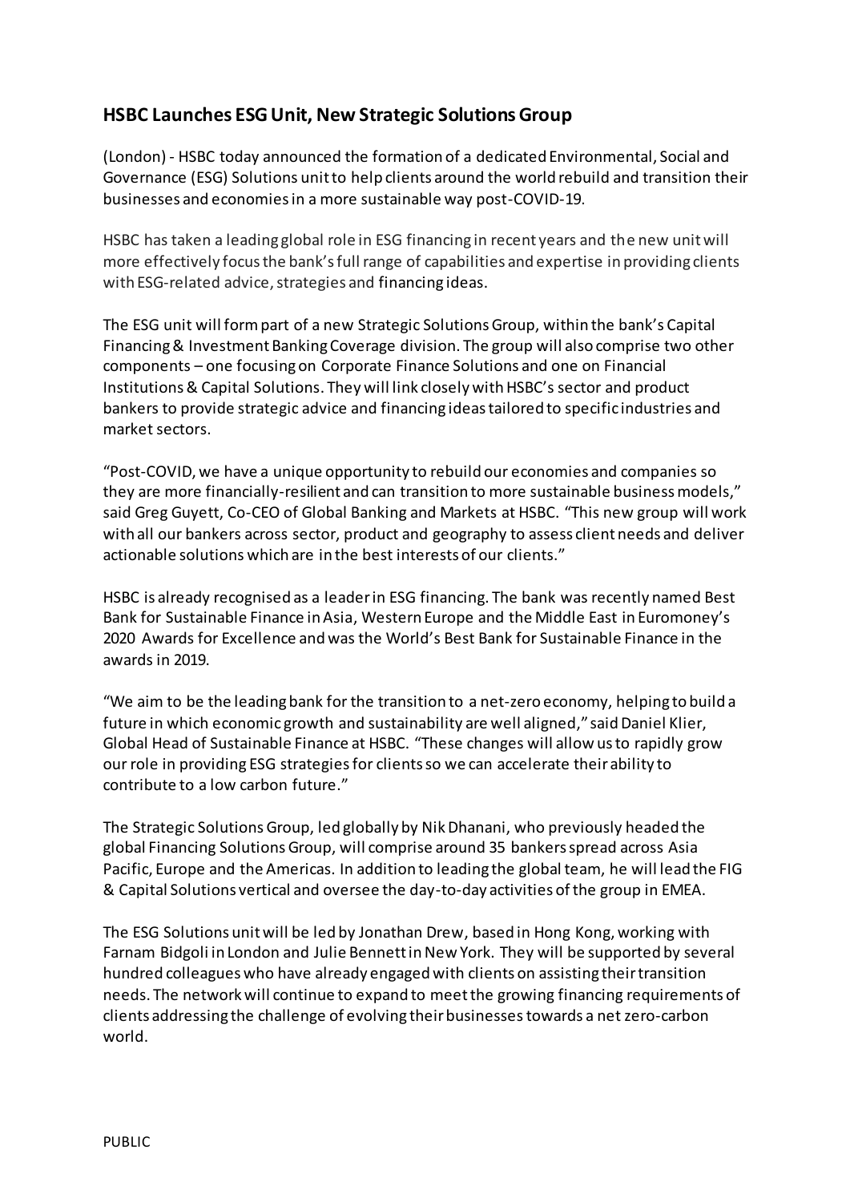## HSBC Launches ESG Unit, New Strategic Solutions Group

(London) - HSBC today announced the formation of a dedicated Environmental, Social and Governance (ESG) Solutions unit to help clients around the world rebuild and transition their businesses and economies in a more sustainable way post-COVID-19.

HSBC has taken a leading global role in ESG financing in recent years and the new unit will more effectively focus the bank's full range of capabilities and expertise in providing clients with ESG-related advice, strategies and financing ideas.

The ESG unit will form part of a new Strategic Solutions Group, within the bank's Capital Financing & Investment Banking Coverage division. The group will also comprise two other components – one focusing on Corporate Finance Solutions and one on Financial Institutions & Capital Solutions. They will link closely with HSBC's sector and product bankers to provide strategic advice and financing ideas tailored to specific industries and market sectors.

"Post-COVID, we have a unique opportunity to rebuild our economies and companies so they are more financially-resilient and can transition to more sustainable business models," said Greg Guyett, Co-CEO of Global Banking and Markets at HSBC. "This new group will work with all our bankers across sector, product and geography to assess client needs and deliver actionable solutions which are in the best interests of our clients."

HSBC is already recognised as a leader in ESG financing. The bank was recently named Best Bank for Sustainable Finance in Asia, Western Europe and the Middle East in Euromoney's 2020 Awards for Excellence and was the World's Best Bank for Sustainable Finance in the awards in 2019.

"We aim to be the leading bank for the transition to a net-zero economy, helping to build a future in which economic growth and sustainability are well aligned," said Daniel Klier, Global Head of Sustainable Finance at HSBC. "These changes will allow us to rapidly grow our role in providing ESG strategies for clients so we can accelerate their ability to contribute to a low carbon future."

The Strategic Solutions Group, led globally by Nik Dhanani, who previously headed the global Financing Solutions Group, will comprise around 35 bankers spread across Asia Pacific, Europe and the Americas. In addition to leading the global team, he will lead the FIG & Capital Solutions vertical and oversee the day-to-day activities of the group in EMEA.

The ESG Solutions unit will be led by Jonathan Drew, based in Hong Kong, working with Farnam Bidgoli in London and Julie Bennett in New York. They will be supported by several hundred colleagues who have already engaged with clients on assisting their transition needs. The network will continue to expand to meet the growing financing requirements of clients addressing the challenge of evolving their businesses towards a net zero-carbon world.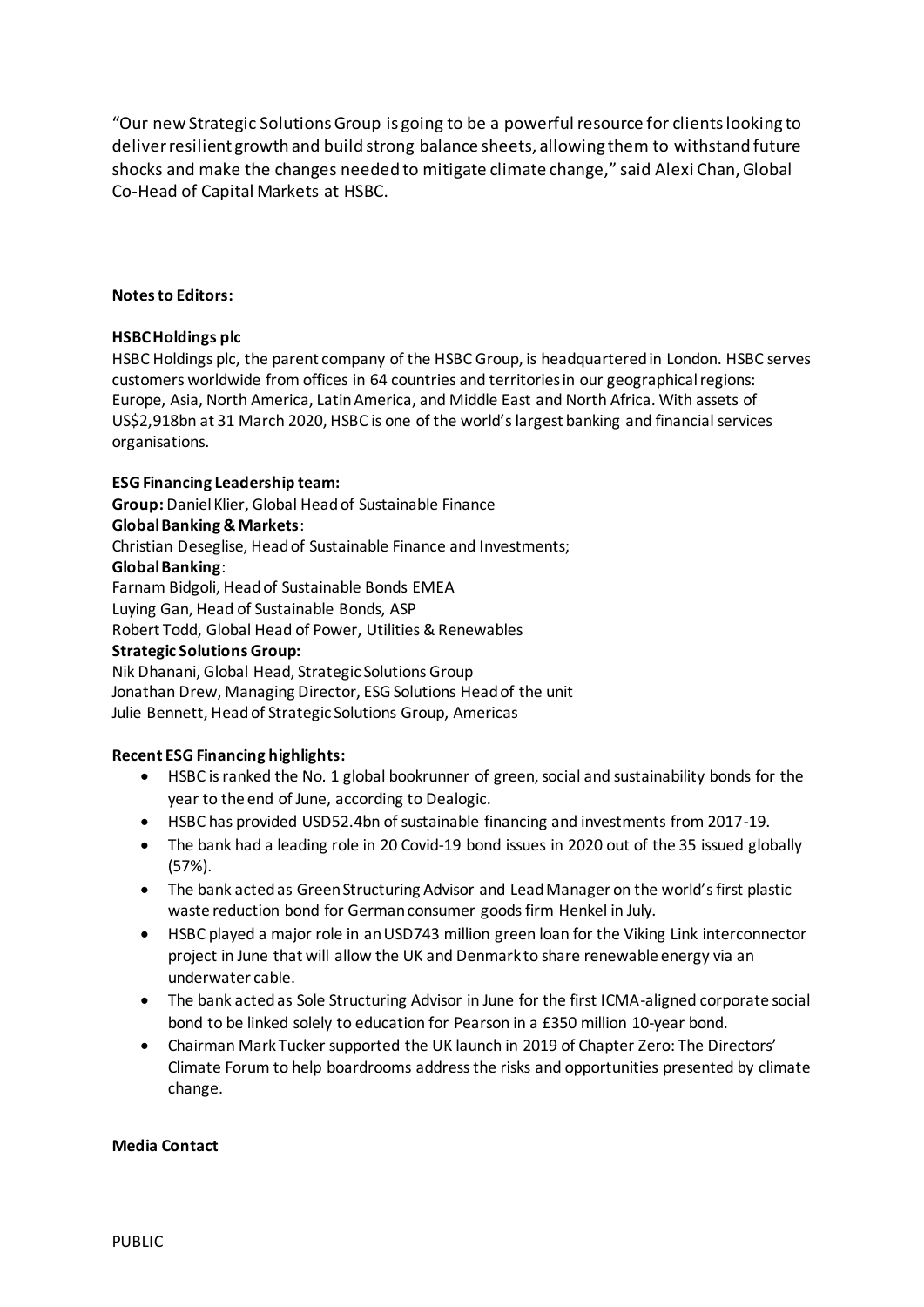"Our new Strategic Solutions Group is going to be a powerful resource for clients looking to deliver resilient growth and build strong balance sheets, allowing them to withstand future shocks and make the changes needed to mitigate climate change," said Alexi Chan, Global Co-Head of Capital Markets at HSBC.

**Notes to Editors:**

**HSBC Holdings plc**
HSBC Holdings plc, the parent company of the HSBC Group, is headquartered in London. HSBC serves customers worldwide from offices in 64 countries and territories in our geographical regions: Europe, Asia, North America, Latin America, and Middle East and North Africa. With assets of US$2,918bn at 31 March 2020, HSBC is one of the world's largest banking and financial services organisations.

**ESG Financing Leadership team:**
**Group:** Daniel Klier, Global Head of Sustainable Finance
**Global Banking & Markets**:
Christian Deseglise, Head of Sustainable Finance and Investments;
**Global Banking**:
Farnam Bidgoli, Head of Sustainable Bonds EMEA
Luying Gan, Head of Sustainable Bonds, ASP
Robert Todd, Global Head of Power, Utilities & Renewables
**Strategic Solutions Group:**
Nik Dhanani, Global Head, Strategic Solutions Group
Jonathan Drew, Managing Director, ESG Solutions Head of the unit
Julie Bennett, Head of Strategic Solutions Group, Americas

**Recent ESG Financing highlights:**

- HSBC is ranked the No. 1 global bookrunner of green, social and sustainability bonds for the year to the end of June, according to Dealogic.
- HSBC has provided USD52.4bn of sustainable financing and investments from 2017-19.
- The bank had a leading role in 20 Covid-19 bond issues in 2020 out of the 35 issued globally (57%).
- The bank acted as Green Structuring Advisor and Lead Manager on the world's first plastic waste reduction bond for German consumer goods firm Henkel in July.
- HSBC played a major role in an USD743 million green loan for the Viking Link interconnector project in June that will allow the UK and Denmark to share renewable energy via an underwater cable.
- The bank acted as Sole Structuring Advisor in June for the first ICMA-aligned corporate social bond to be linked solely to education for Pearson in a £350 million 10-year bond.
- Chairman Mark Tucker supported the UK launch in 2019 of Chapter Zero: The Directors' Climate Forum to help boardrooms address the risks and opportunities presented by climate change.

**Media Contact**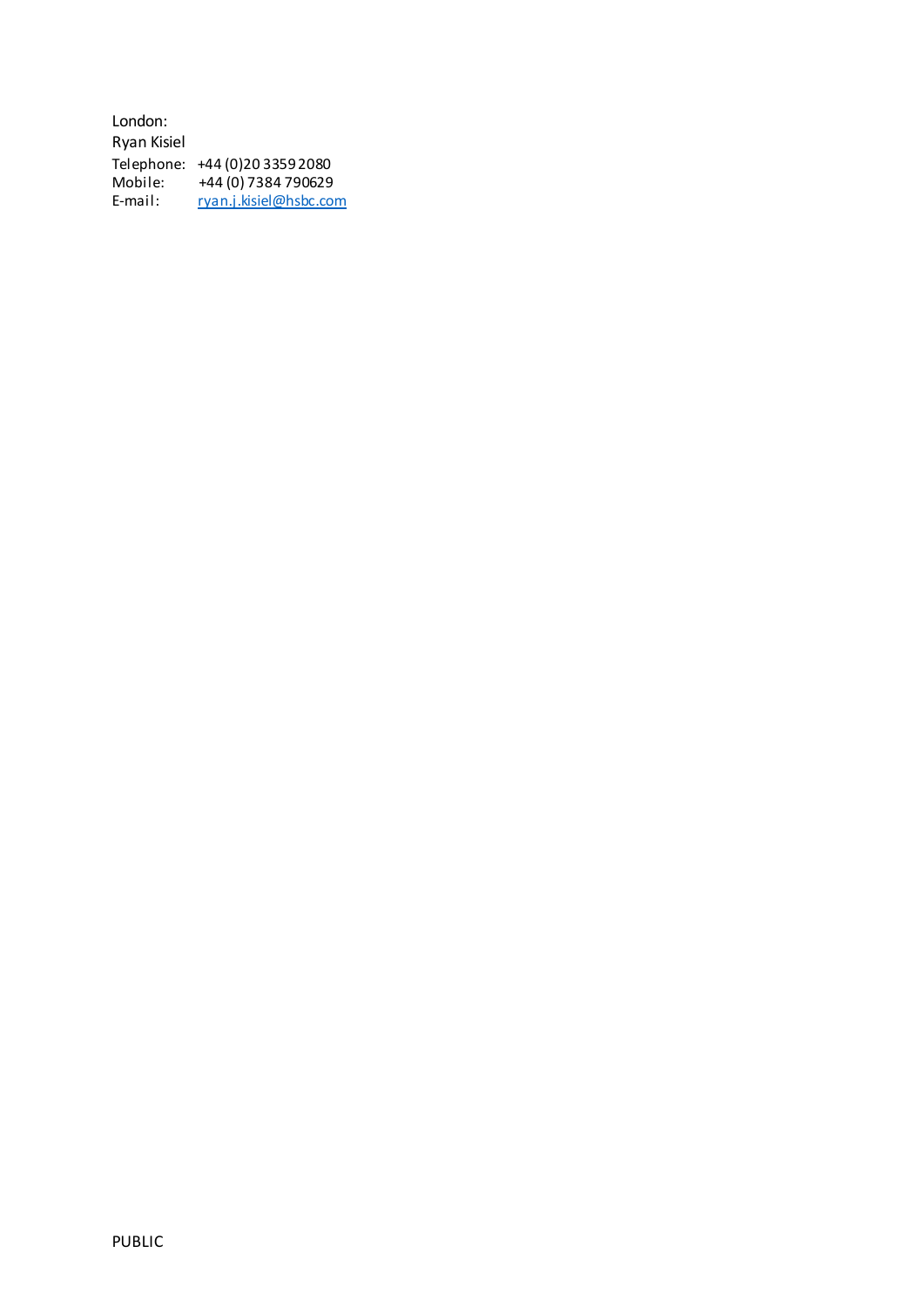London:
Ryan Kisiel

| | |
|---|---|
| Telephone: | +44 (0)20 3359 2080 |
| Mobile: | +44 (0) 7384 790629 |
| E-mail: | ryan.j.kisiel@hsbc.com |

PUBLIC